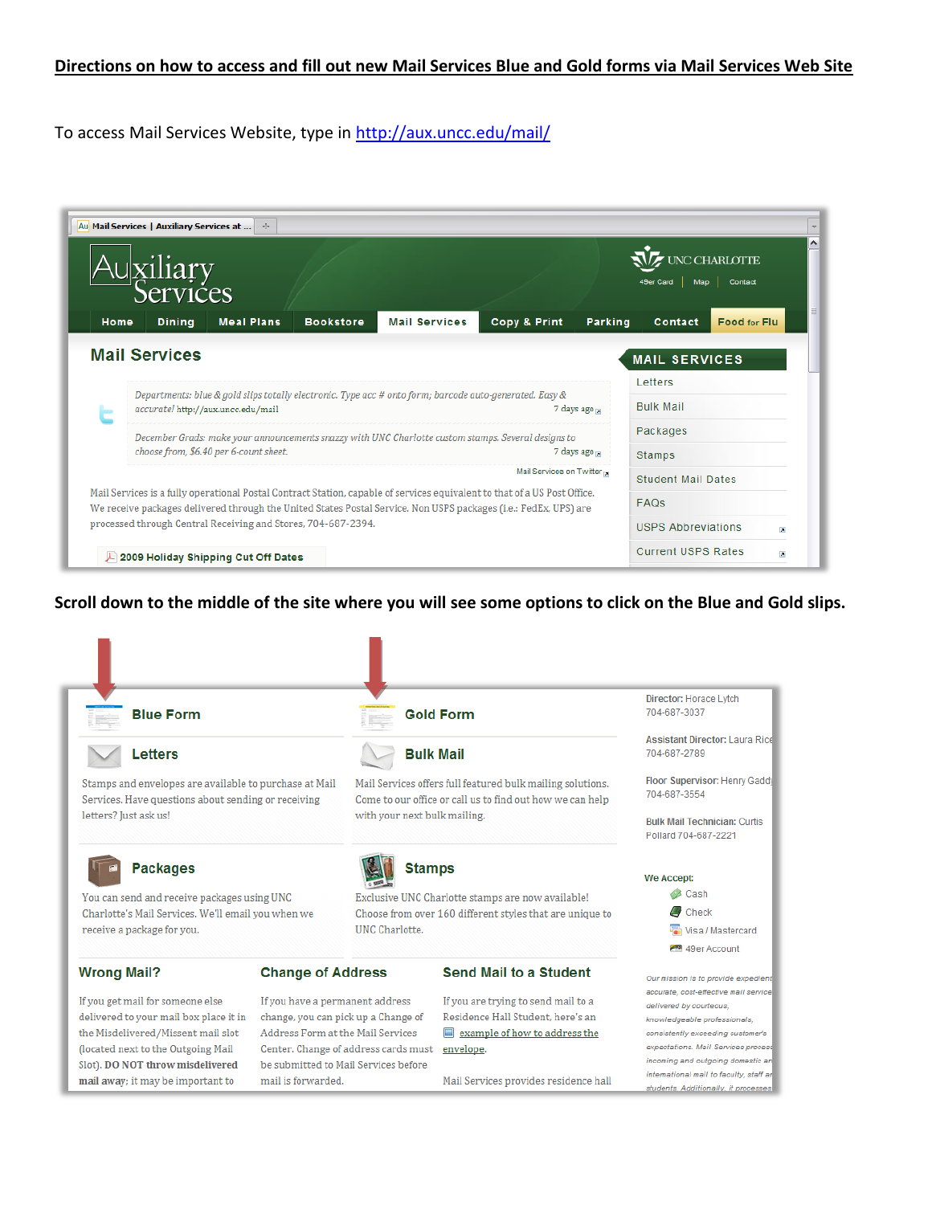**Directions on how to access and fill out new Mail Services Blue and Gold forms via Mail Services Web Site**

To access Mail Services Website, type in http://aux.uncc.edu/mail/

**Scroll down to the middle of the site where you will see some options to click on the Blue and Gold slips.**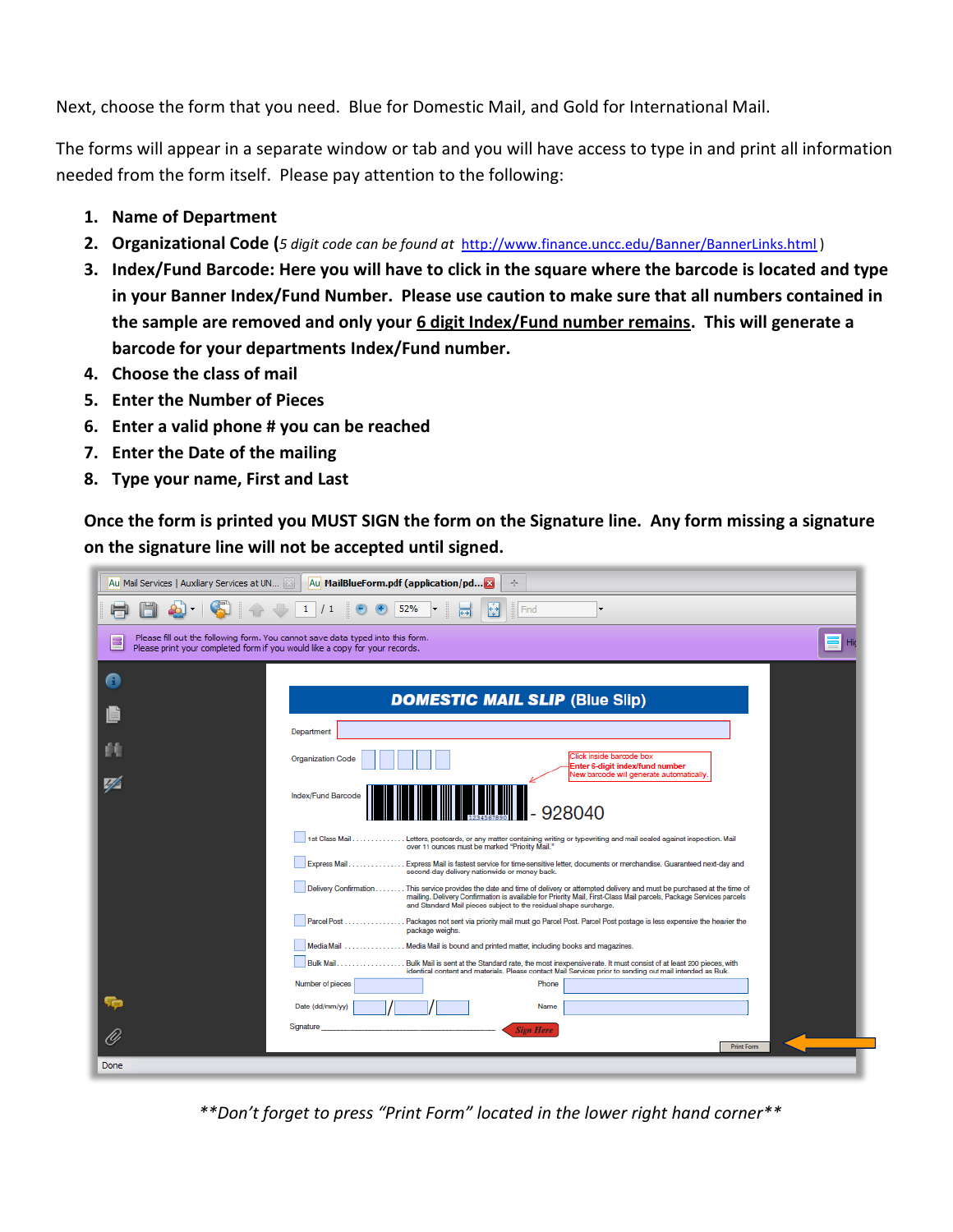Next, choose the form that you need. Blue for Domestic Mail, and Gold for International Mail.

The forms will appear in a separate window or tab and you will have access to type in and print all information needed from the form itself. Please pay attention to the following:

1. **Name of Department**
2. **Organizational Code (***5 digit code can be found at* http://www.finance.uncc.edu/Banner/BannerLinks.html )
3. **Index/Fund Barcode: Here you will have to click in the square where the barcode is located and type in your Banner Index/Fund Number. Please use caution to make sure that all numbers contained in the sample are removed and only your 6 digit Index/Fund number remains. This will generate a barcode for your departments Index/Fund number.**
4. **Choose the class of mail**
5. **Enter the Number of Pieces**
6. **Enter a valid phone # you can be reached**
7. **Enter the Date of the mailing**
8. **Type your name, First and Last**

**Once the form is printed you MUST SIGN the form on the Signature line. Any form missing a signature on the signature line will not be accepted until signed.**

*\*\*Don't forget to press "Print Form" located in the lower right hand corner\*\**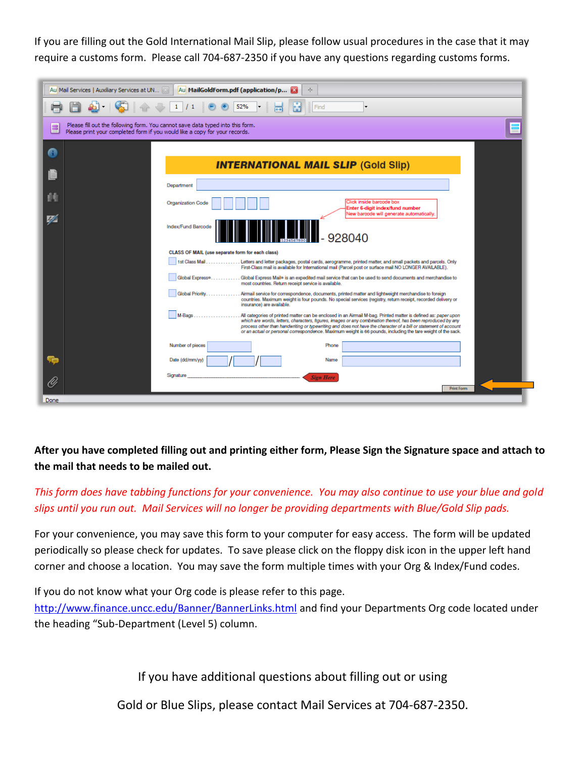If you are filling out the Gold International Mail Slip, please follow usual procedures in the case that it may require a customs form. Please call 704-687-2350 if you have any questions regarding customs forms.

**After you have completed filling out and printing either form, Please Sign the Signature space and attach to the mail that needs to be mailed out.**

*This form does have tabbing functions for your convenience. You may also continue to use your blue and gold slips until you run out. Mail Services will no longer be providing departments with Blue/Gold Slip pads.*

For your convenience, you may save this form to your computer for easy access. The form will be updated periodically so please check for updates. To save please click on the floppy disk icon in the upper left hand corner and choose a location. You may save the form multiple times with your Org & Index/Fund codes.

If you do not know what your Org code is please refer to this page. http://www.finance.uncc.edu/Banner/BannerLinks.html and find your Departments Org code located under the heading "Sub-Department (Level 5) column.

If you have additional questions about filling out or using

Gold or Blue Slips, please contact Mail Services at 704-687-2350.